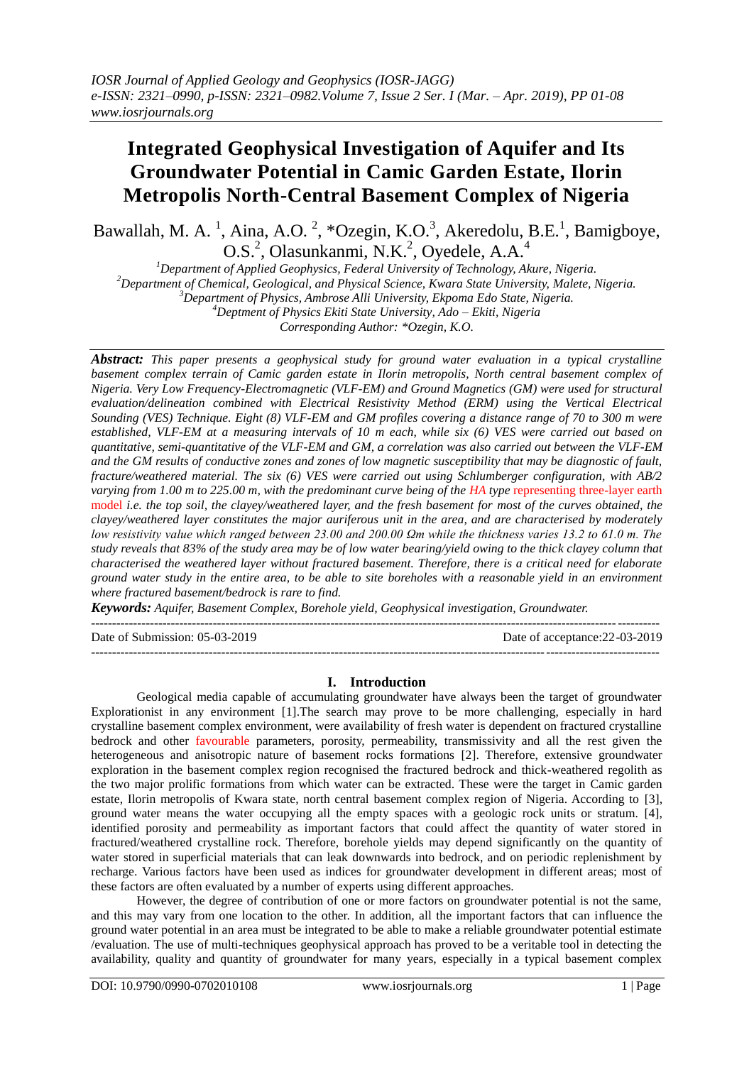*IOSR Journal of Applied Geology and Geophysics (IOSR-JAGG)*
*e-ISSN: 2321–0990, p-ISSN: 2321–0982.Volume 7, Issue 2 Ser. I (Mar. – Apr. 2019), PP 01-08*
*www.iosrjournals.org*

# Integrated Geophysical Investigation of Aquifer and Its Groundwater Potential in Camic Garden Estate, Ilorin Metropolis North-Central Basement Complex of Nigeria

Bawallah, M. A. [1], Aina, A.O. [2], *Ozegin, K.O.[3], Akeredolu, B.E.[1], Bamigboye, O.S.[2], Olasunkanmi, N.K.[2], Oyedele, A.A.[4]

[1]Department of Applied Geophysics, Federal University of Technology, Akure, Nigeria.
[2]Department of Chemical, Geological, and Physical Science, Kwara State University, Malete, Nigeria.
[3]Department of Physics, Ambrose Alli University, Ekpoma Edo State, Nigeria.
[4]Deptment of Physics Ekiti State University, Ado – Ekiti, Nigeria
Corresponding Author: *Ozegin, K.O.

***Abstract:*** *This paper presents a geophysical study for ground water evaluation in a typical crystalline basement complex terrain of Camic garden estate in Ilorin metropolis, North central basement complex of Nigeria. Very Low Frequency-Electromagnetic (VLF-EM) and Ground Magnetics (GM) were used for structural evaluation/delineation combined with Electrical Resistivity Method (ERM) using the Vertical Electrical Sounding (VES) Technique. Eight (8) VLF-EM and GM profiles covering a distance range of 70 to 300 m were established, VLF-EM at a measuring intervals of 10 m each, while six (6) VES were carried out based on quantitative, semi-quantitative of the VLF-EM and GM, a correlation was also carried out between the VLF-EM and the GM results of conductive zones and zones of low magnetic susceptibility that may be diagnostic of fault, fracture/weathered material. The six (6) VES were carried out using Schlumberger configuration, with AB/2 varying from 1.00 m to 225.00 m, with the predominant curve being of the HA type representing three-layer earth model i.e. the top soil, the clayey/weathered layer, and the fresh basement for most of the curves obtained, the clayey/weathered layer constitutes the major auriferous unit in the area, and are characterised by moderately low resistivity value which ranged between 23.00 and 200.00 Ωm while the thickness varies 13.2 to 61.0 m. The study reveals that 83% of the study area may be of low water bearing/yield owing to the thick clayey column that characterised the weathered layer without fractured basement. Therefore, there is a critical need for elaborate ground water study in the entire area, to be able to site boreholes with a reasonable yield in an environment where fractured basement/bedrock is rare to find.*

***Keywords:*** *Aquifer, Basement Complex, Borehole yield, Geophysical investigation, Groundwater.*

---

Date of Submission: 05-03-2019 | Date of acceptance:22-03-2019

---

## I. Introduction

Geological media capable of accumulating groundwater have always been the target of groundwater Explorationist in any environment [1].The search may prove to be more challenging, especially in hard crystalline basement complex environment, were availability of fresh water is dependent on fractured crystalline bedrock and other favourable parameters, porosity, permeability, transmissivity and all the rest given the heterogeneous and anisotropic nature of basement rocks formations [2]. Therefore, extensive groundwater exploration in the basement complex region recognised the fractured bedrock and thick-weathered regolith as the two major prolific formations from which water can be extracted. These were the target in Camic garden estate, Ilorin metropolis of Kwara state, north central basement complex region of Nigeria. According to [3], ground water means the water occupying all the empty spaces with a geologic rock units or stratum. [4], identified porosity and permeability as important factors that could affect the quantity of water stored in fractured/weathered crystalline rock. Therefore, borehole yields may depend significantly on the quantity of water stored in superficial materials that can leak downwards into bedrock, and on periodic replenishment by recharge. Various factors have been used as indices for groundwater development in different areas; most of these factors are often evaluated by a number of experts using different approaches.

However, the degree of contribution of one or more factors on groundwater potential is not the same, and this may vary from one location to the other. In addition, all the important factors that can influence the ground water potential in an area must be integrated to be able to make a reliable groundwater potential estimate /evaluation. The use of multi-techniques geophysical approach has proved to be a veritable tool in detecting the availability, quality and quantity of groundwater for many years, especially in a typical basement complex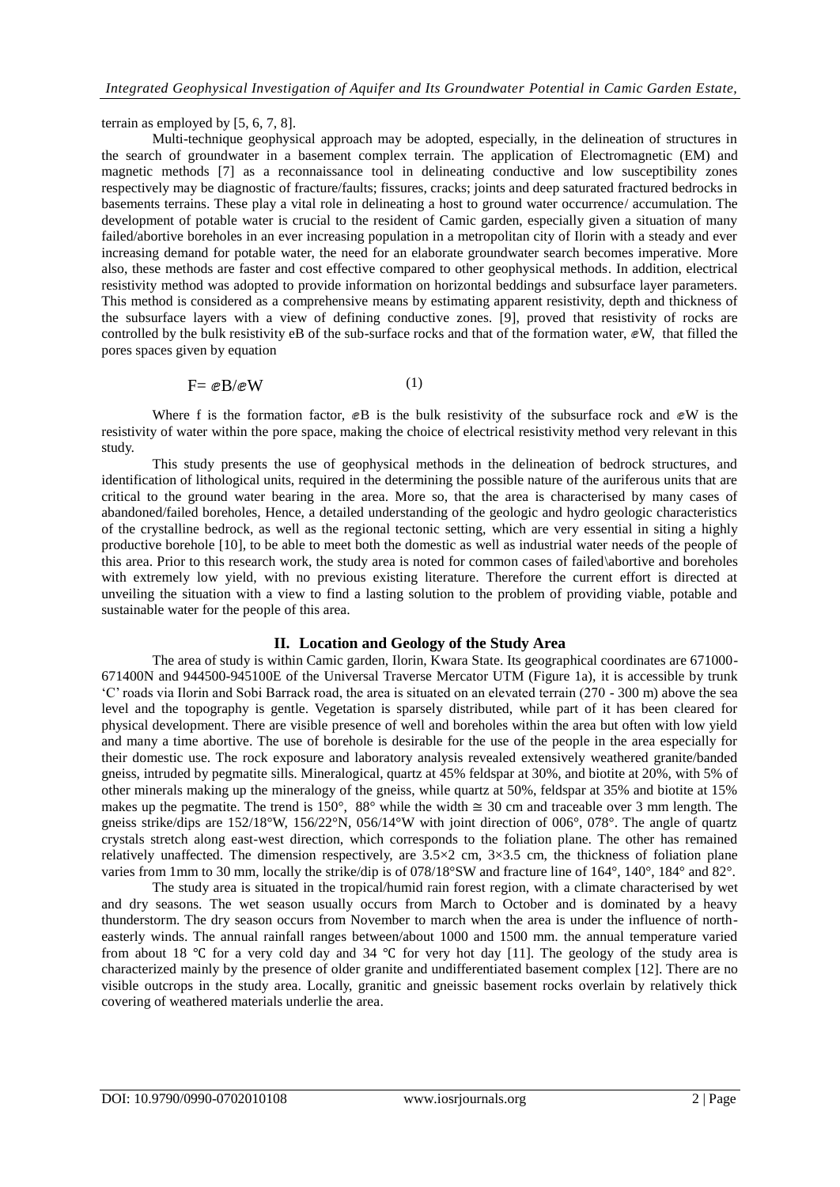terrain as employed by [5, 6, 7, 8].

Multi-technique geophysical approach may be adopted, especially, in the delineation of structures in the search of groundwater in a basement complex terrain. The application of Electromagnetic (EM) and magnetic methods [7] as a reconnaissance tool in delineating conductive and low susceptibility zones respectively may be diagnostic of fracture/faults; fissures, cracks; joints and deep saturated fractured bedrocks in basements terrains. These play a vital role in delineating a host to ground water occurrence/ accumulation. The development of potable water is crucial to the resident of Camic garden, especially given a situation of many failed/abortive boreholes in an ever increasing population in a metropolitan city of Ilorin with a steady and ever increasing demand for potable water, the need for an elaborate groundwater search becomes imperative. More also, these methods are faster and cost effective compared to other geophysical methods. In addition, electrical resistivity method was adopted to provide information on horizontal beddings and subsurface layer parameters. This method is considered as a comprehensive means by estimating apparent resistivity, depth and thickness of the subsurface layers with a view of defining conductive zones. [9], proved that resistivity of rocks are controlled by the bulk resistivity eB of the sub-surface rocks and that of the formation water, ⅇW, that filled the pores spaces given by equation

$$F = ⅇB/ⅇW \tag{1}$$

Where f is the formation factor, ⅇB is the bulk resistivity of the subsurface rock and ⅇW is the resistivity of water within the pore space, making the choice of electrical resistivity method very relevant in this study.

This study presents the use of geophysical methods in the delineation of bedrock structures, and identification of lithological units, required in the determining the possible nature of the auriferous units that are critical to the ground water bearing in the area. More so, that the area is characterised by many cases of abandoned/failed boreholes, Hence, a detailed understanding of the geologic and hydro geologic characteristics of the crystalline bedrock, as well as the regional tectonic setting, which are very essential in siting a highly productive borehole [10], to be able to meet both the domestic as well as industrial water needs of the people of this area. Prior to this research work, the study area is noted for common cases of failed\abortive and boreholes with extremely low yield, with no previous existing literature. Therefore the current effort is directed at unveiling the situation with a view to find a lasting solution to the problem of providing viable, potable and sustainable water for the people of this area.

## II. Location and Geology of the Study Area

The area of study is within Camic garden, Ilorin, Kwara State. Its geographical coordinates are 671000-671400N and 944500-945100E of the Universal Traverse Mercator UTM (Figure 1a), it is accessible by trunk 'C' roads via Ilorin and Sobi Barrack road, the area is situated on an elevated terrain (270 - 300 m) above the sea level and the topography is gentle. Vegetation is sparsely distributed, while part of it has been cleared for physical development. There are visible presence of well and boreholes within the area but often with low yield and many a time abortive. The use of borehole is desirable for the use of the people in the area especially for their domestic use. The rock exposure and laboratory analysis revealed extensively weathered granite/banded gneiss, intruded by pegmatite sills. Mineralogical, quartz at 45% feldspar at 30%, and biotite at 20%, with 5% of other minerals making up the mineralogy of the gneiss, while quartz at 50%, feldspar at 35% and biotite at 15% makes up the pegmatite. The trend is 150°, 88° while the width ≅ 30 cm and traceable over 3 mm length. The gneiss strike/dips are 152/18°W, 156/22°N, 056/14°W with joint direction of 006°, 078°. The angle of quartz crystals stretch along east-west direction, which corresponds to the foliation plane. The other has remained relatively unaffected. The dimension respectively, are 3.5×2 cm, 3×3.5 cm, the thickness of foliation plane varies from 1mm to 30 mm, locally the strike/dip is of 078/18°SW and fracture line of 164°, 140°, 184° and 82°.

The study area is situated in the tropical/humid rain forest region, with a climate characterised by wet and dry seasons. The wet season usually occurs from March to October and is dominated by a heavy thunderstorm. The dry season occurs from November to march when the area is under the influence of north-easterly winds. The annual rainfall ranges between/about 1000 and 1500 mm. the annual temperature varied from about 18 ℃ for a very cold day and 34 ℃ for very hot day [11]. The geology of the study area is characterized mainly by the presence of older granite and undifferentiated basement complex [12]. There are no visible outcrops in the study area. Locally, granitic and gneissic basement rocks overlain by relatively thick covering of weathered materials underlie the area.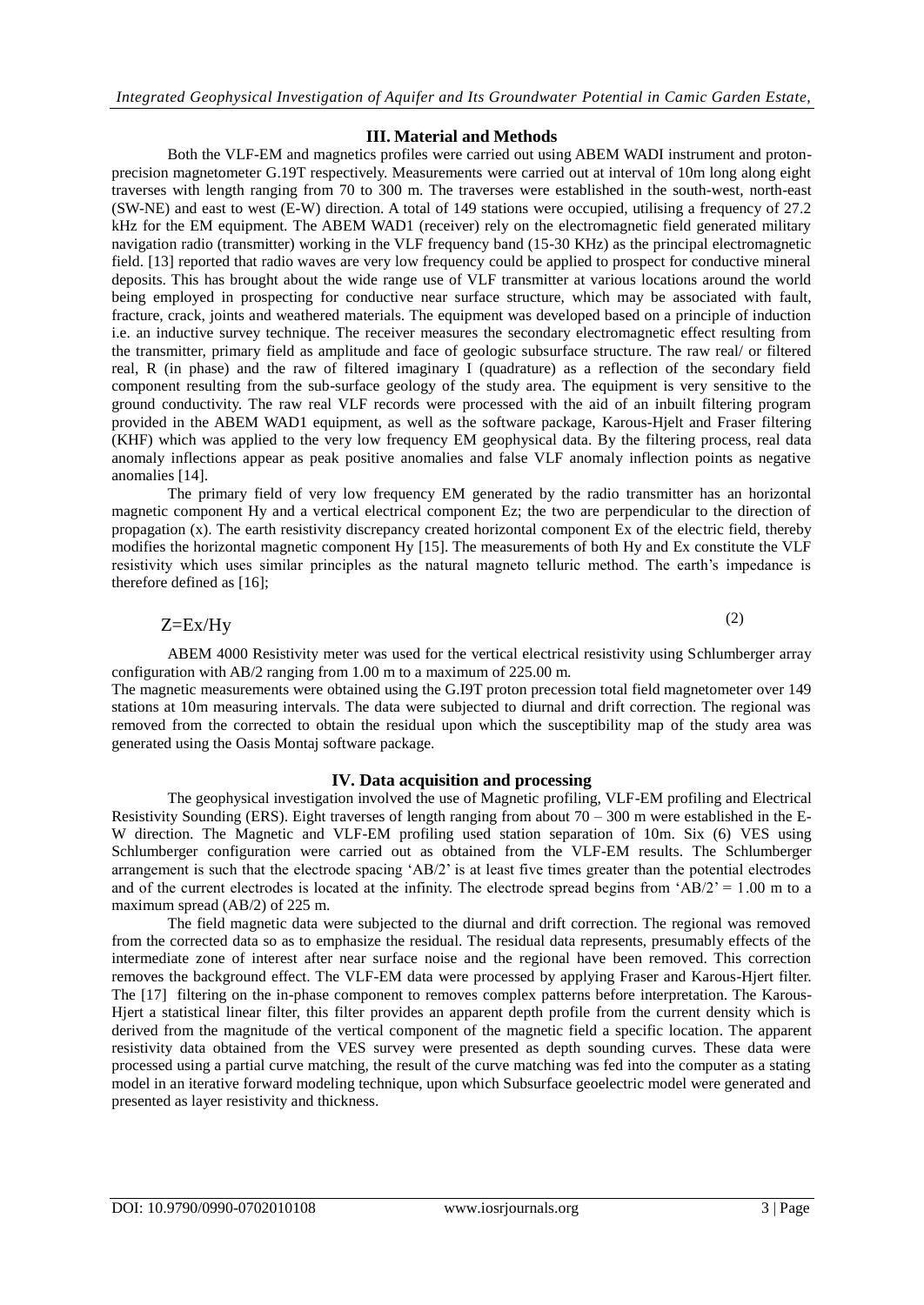## III. Material and Methods

Both the VLF-EM and magnetics profiles were carried out using ABEM WADI instrument and proton-precision magnetometer G.19T respectively. Measurements were carried out at interval of 10m long along eight traverses with length ranging from 70 to 300 m. The traverses were established in the south-west, north-east (SW-NE) and east to west (E-W) direction. A total of 149 stations were occupied, utilising a frequency of 27.2 kHz for the EM equipment. The ABEM WAD1 (receiver) rely on the electromagnetic field generated military navigation radio (transmitter) working in the VLF frequency band (15-30 KHz) as the principal electromagnetic field. [13] reported that radio waves are very low frequency could be applied to prospect for conductive mineral deposits. This has brought about the wide range use of VLF transmitter at various locations around the world being employed in prospecting for conductive near surface structure, which may be associated with fault, fracture, crack, joints and weathered materials. The equipment was developed based on a principle of induction i.e. an inductive survey technique. The receiver measures the secondary electromagnetic effect resulting from the transmitter, primary field as amplitude and face of geologic subsurface structure. The raw real/ or filtered real, R (in phase) and the raw of filtered imaginary I (quadrature) as a reflection of the secondary field component resulting from the sub-surface geology of the study area. The equipment is very sensitive to the ground conductivity. The raw real VLF records were processed with the aid of an inbuilt filtering program provided in the ABEM WAD1 equipment, as well as the software package, Karous-Hjelt and Fraser filtering (KHF) which was applied to the very low frequency EM geophysical data. By the filtering process, real data anomaly inflections appear as peak positive anomalies and false VLF anomaly inflection points as negative anomalies [14].

The primary field of very low frequency EM generated by the radio transmitter has an horizontal magnetic component Hy and a vertical electrical component Ez; the two are perpendicular to the direction of propagation (x). The earth resistivity discrepancy created horizontal component Ex of the electric field, thereby modifies the horizontal magnetic component Hy [15]. The measurements of both Hy and Ex constitute the VLF resistivity which uses similar principles as the natural magneto telluric method. The earth's impedance is therefore defined as [16];

$$Z = Ex/Hy \qquad (2)$$

ABEM 4000 Resistivity meter was used for the vertical electrical resistivity using Schlumberger array configuration with AB/2 ranging from 1.00 m to a maximum of 225.00 m.

The magnetic measurements were obtained using the G.I9T proton precession total field magnetometer over 149 stations at 10m measuring intervals. The data were subjected to diurnal and drift correction. The regional was removed from the corrected to obtain the residual upon which the susceptibility map of the study area was generated using the Oasis Montaj software package.

## IV. Data acquisition and processing

The geophysical investigation involved the use of Magnetic profiling, VLF-EM profiling and Electrical Resistivity Sounding (ERS). Eight traverses of length ranging from about 70 – 300 m were established in the E-W direction. The Magnetic and VLF-EM profiling used station separation of 10m. Six (6) VES using Schlumberger configuration were carried out as obtained from the VLF-EM results. The Schlumberger arrangement is such that the electrode spacing 'AB/2' is at least five times greater than the potential electrodes and of the current electrodes is located at the infinity. The electrode spread begins from 'AB/2' = 1.00 m to a maximum spread (AB/2) of 225 m.

The field magnetic data were subjected to the diurnal and drift correction. The regional was removed from the corrected data so as to emphasize the residual. The residual data represents, presumably effects of the intermediate zone of interest after near surface noise and the regional have been removed. This correction removes the background effect. The VLF-EM data were processed by applying Fraser and Karous-Hjert filter. The [17] filtering on the in-phase component to removes complex patterns before interpretation. The Karous-Hjert a statistical linear filter, this filter provides an apparent depth profile from the current density which is derived from the magnitude of the vertical component of the magnetic field a specific location. The apparent resistivity data obtained from the VES survey were presented as depth sounding curves. These data were processed using a partial curve matching, the result of the curve matching was fed into the computer as a stating model in an iterative forward modeling technique, upon which Subsurface geoelectric model were generated and presented as layer resistivity and thickness.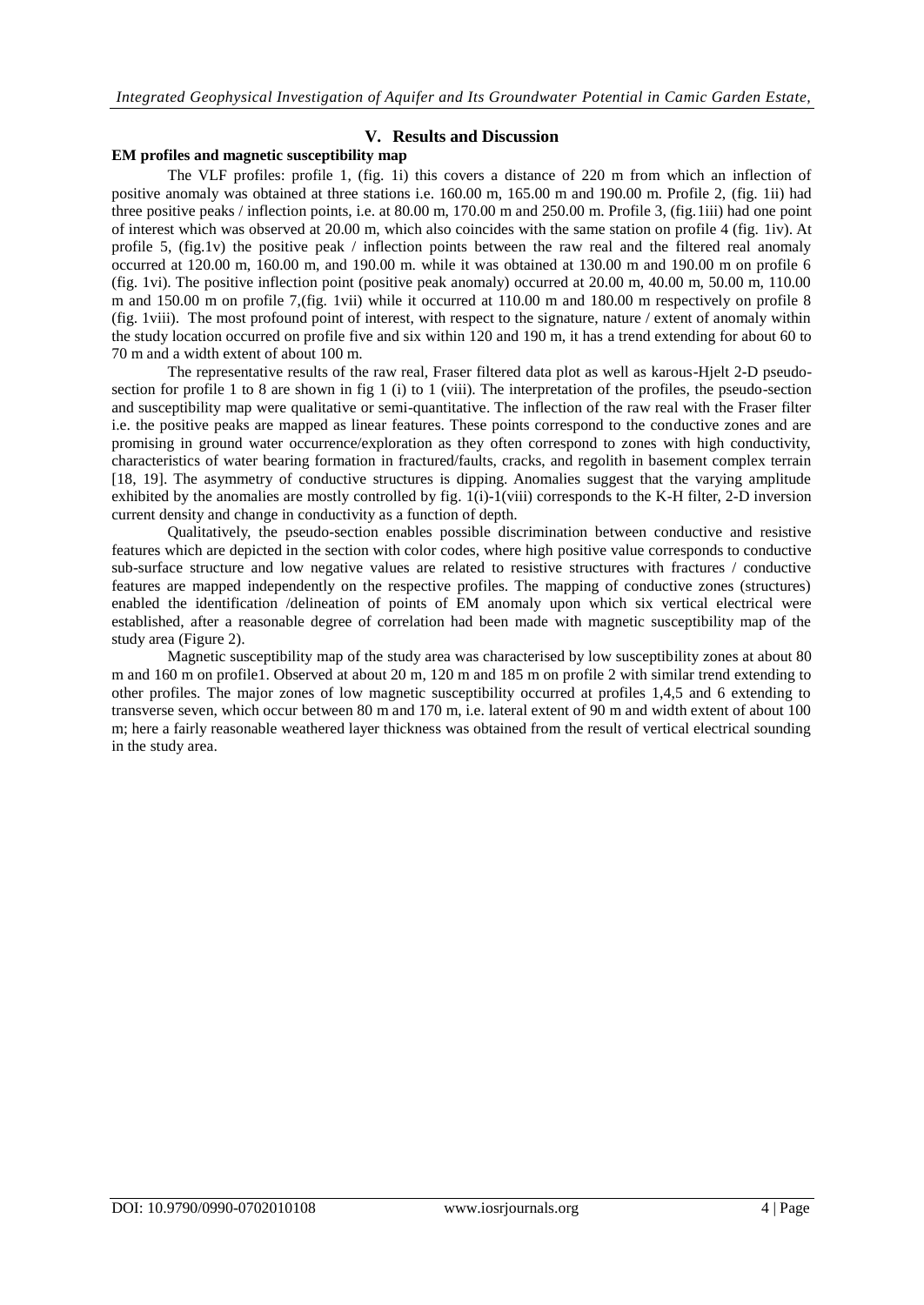## V. Results and Discussion

### EM profiles and magnetic susceptibility map

The VLF profiles: profile 1, (fig. 1i) this covers a distance of 220 m from which an inflection of positive anomaly was obtained at three stations i.e. 160.00 m, 165.00 m and 190.00 m. Profile 2, (fig. 1ii) had three positive peaks / inflection points, i.e. at 80.00 m, 170.00 m and 250.00 m. Profile 3, (fig.1iii) had one point of interest which was observed at 20.00 m, which also coincides with the same station on profile 4 (fig. 1iv). At profile 5, (fig.1v) the positive peak / inflection points between the raw real and the filtered real anomaly occurred at 120.00 m, 160.00 m, and 190.00 m. while it was obtained at 130.00 m and 190.00 m on profile 6 (fig. 1vi). The positive inflection point (positive peak anomaly) occurred at 20.00 m, 40.00 m, 50.00 m, 110.00 m and 150.00 m on profile 7,(fig. 1vii) while it occurred at 110.00 m and 180.00 m respectively on profile 8 (fig. 1viii). The most profound point of interest, with respect to the signature, nature / extent of anomaly within the study location occurred on profile five and six within 120 and 190 m, it has a trend extending for about 60 to 70 m and a width extent of about 100 m.

The representative results of the raw real, Fraser filtered data plot as well as karous-Hjelt 2-D pseudo-section for profile 1 to 8 are shown in fig 1 (i) to 1 (viii). The interpretation of the profiles, the pseudo-section and susceptibility map were qualitative or semi-quantitative. The inflection of the raw real with the Fraser filter i.e. the positive peaks are mapped as linear features. These points correspond to the conductive zones and are promising in ground water occurrence/exploration as they often correspond to zones with high conductivity, characteristics of water bearing formation in fractured/faults, cracks, and regolith in basement complex terrain [18, 19]. The asymmetry of conductive structures is dipping. Anomalies suggest that the varying amplitude exhibited by the anomalies are mostly controlled by fig. 1(i)-1(viii) corresponds to the K-H filter, 2-D inversion current density and change in conductivity as a function of depth.

Qualitatively, the pseudo-section enables possible discrimination between conductive and resistive features which are depicted in the section with color codes, where high positive value corresponds to conductive sub-surface structure and low negative values are related to resistive structures with fractures / conductive features are mapped independently on the respective profiles. The mapping of conductive zones (structures) enabled the identification /delineation of points of EM anomaly upon which six vertical electrical were established, after a reasonable degree of correlation had been made with magnetic susceptibility map of the study area (Figure 2).

Magnetic susceptibility map of the study area was characterised by low susceptibility zones at about 80 m and 160 m on profile1. Observed at about 20 m, 120 m and 185 m on profile 2 with similar trend extending to other profiles. The major zones of low magnetic susceptibility occurred at profiles 1,4,5 and 6 extending to transverse seven, which occur between 80 m and 170 m, i.e. lateral extent of 90 m and width extent of about 100 m; here a fairly reasonable weathered layer thickness was obtained from the result of vertical electrical sounding in the study area.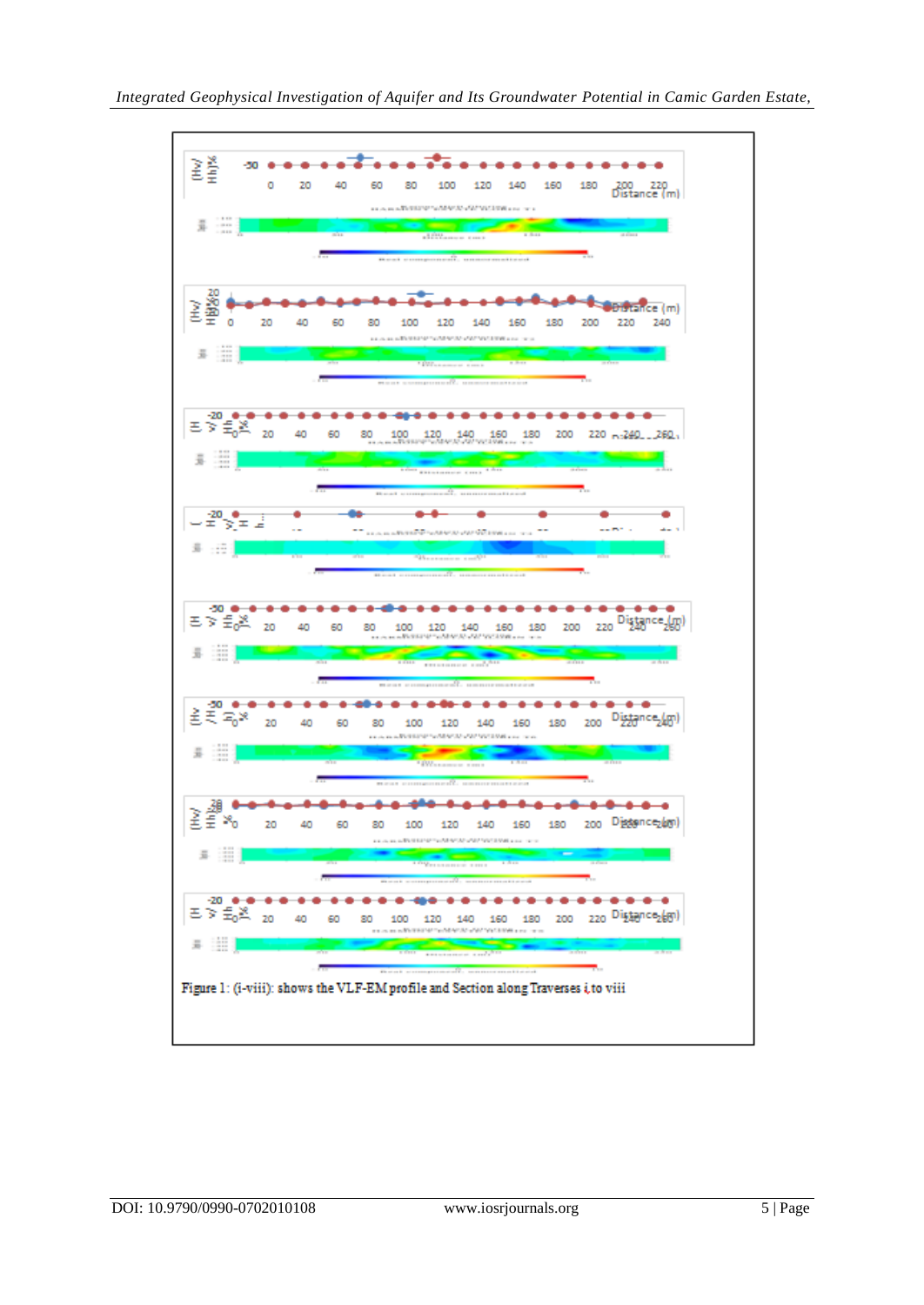Figure 1: (i-viii): shows the VLF-EM profile and Section along Traverses i to viii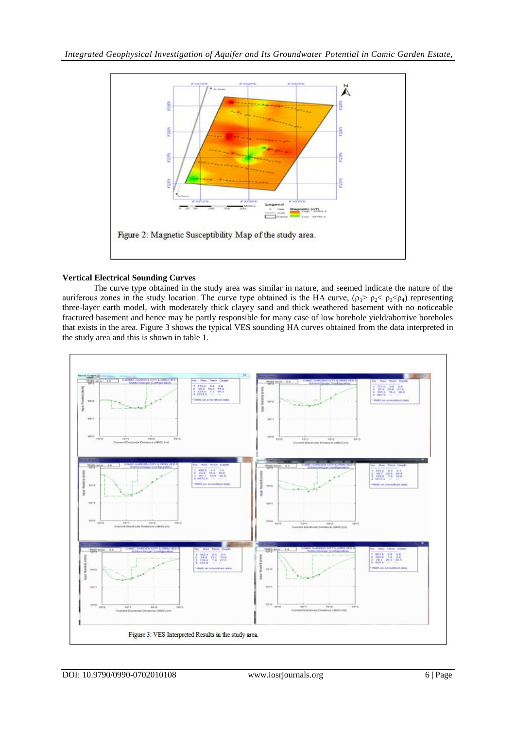Figure 2: Magnetic Susceptibility Map of the study area.

### Vertical Electrical Sounding Curves

The curve type obtained in the study area was similar in nature, and seemed indicate the nature of the auriferous zones in the study location. The curve type obtained is the HA curve, ($\rho_1 > \rho_2 < \rho_3 < \rho_4$) representing three-layer earth model, with moderately thick clayey sand and thick weathered basement with no noticeable fractured basement and hence may be partly responsible for many case of low borehole yield/abortive boreholes that exists in the area. Figure 3 shows the typical VES sounding HA curves obtained from the data interpreted in the study area and this is shown in table 1.

Figure 3: VES Interpreted Results in the study area.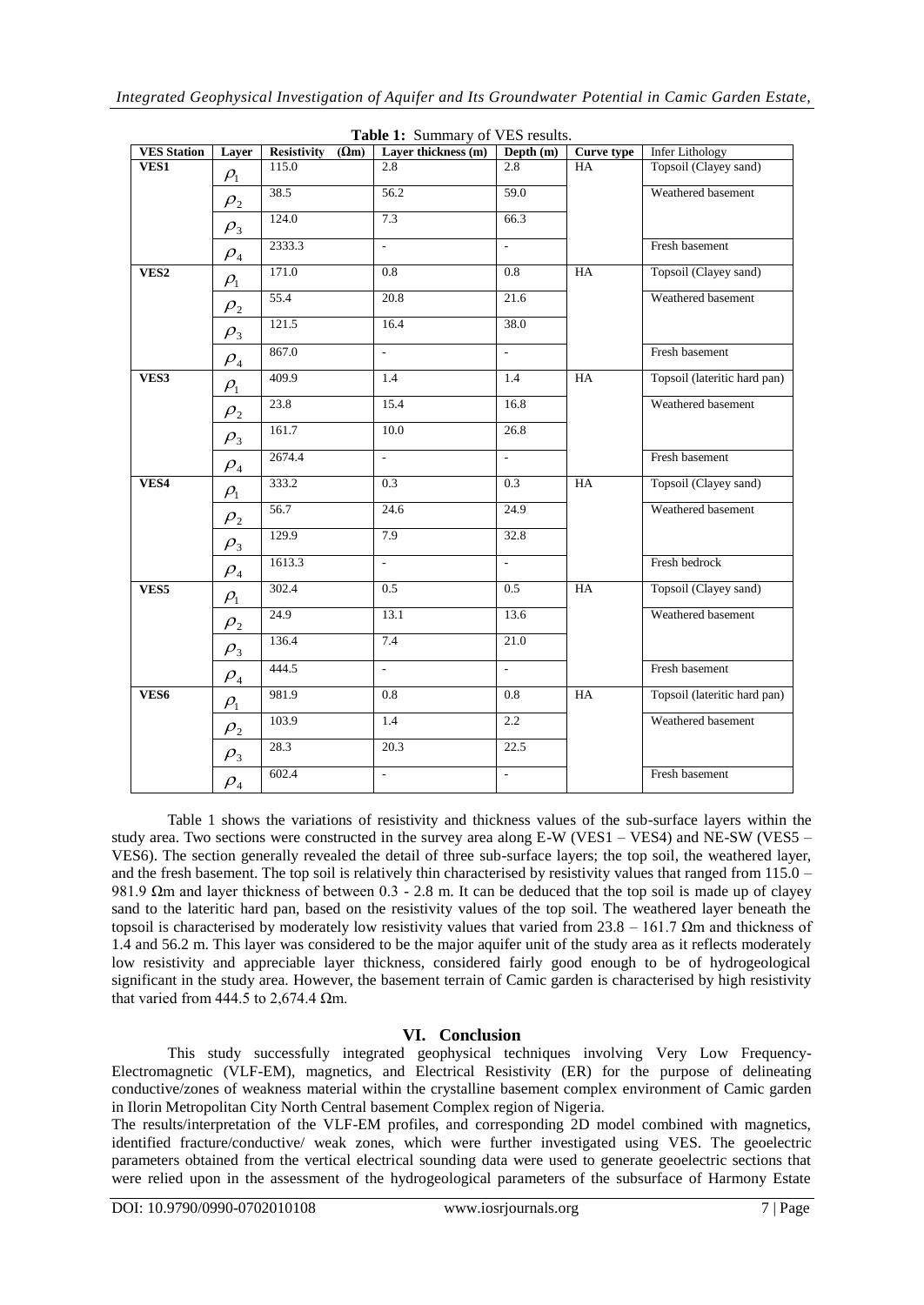**Table 1:** Summary of VES results.

| VES Station | Layer | Resistivity (Ωm) | Layer thickness (m) | Depth (m) | Curve type | Infer Lithology |
|---|---|---|---|---|---|---|
| **VES1** | $\rho_1$ | 115.0 | 2.8 | 2.8 | HA | Topsoil (Clayey sand) |
| | $\rho_2$ | 38.5 | 56.2 | 59.0 | | Weathered basement |
| | $\rho_3$ | 124.0 | 7.3 | 66.3 | | |
| | $\rho_4$ | 2333.3 | - | - | | Fresh basement |
| **VES2** | $\rho_1$ | 171.0 | 0.8 | 0.8 | HA | Topsoil (Clayey sand) |
| | $\rho_2$ | 55.4 | 20.8 | 21.6 | | Weathered basement |
| | $\rho_3$ | 121.5 | 16.4 | 38.0 | | |
| | $\rho_4$ | 867.0 | - | - | | Fresh basement |
| **VES3** | $\rho_1$ | 409.9 | 1.4 | 1.4 | HA | Topsoil (lateritic hard pan) |
| | $\rho_2$ | 23.8 | 15.4 | 16.8 | | Weathered basement |
| | $\rho_3$ | 161.7 | 10.0 | 26.8 | | |
| | $\rho_4$ | 2674.4 | - | - | | Fresh basement |
| **VES4** | $\rho_1$ | 333.2 | 0.3 | 0.3 | HA | Topsoil (Clayey sand) |
| | $\rho_2$ | 56.7 | 24.6 | 24.9 | | Weathered basement |
| | $\rho_3$ | 129.9 | 7.9 | 32.8 | | |
| | $\rho_4$ | 1613.3 | - | - | | Fresh bedrock |
| **VES5** | $\rho_1$ | 302.4 | 0.5 | 0.5 | HA | Topsoil (Clayey sand) |
| | $\rho_2$ | 24.9 | 13.1 | 13.6 | | Weathered basement |
| | $\rho_3$ | 136.4 | 7.4 | 21.0 | | |
| | $\rho_4$ | 444.5 | - | - | | Fresh basement |
| **VES6** | $\rho_1$ | 981.9 | 0.8 | 0.8 | HA | Topsoil (lateritic hard pan) |
| | $\rho_2$ | 103.9 | 1.4 | 2.2 | | Weathered basement |
| | $\rho_3$ | 28.3 | 20.3 | 22.5 | | |
| | $\rho_4$ | 602.4 | - | - | | Fresh basement |

Table 1 shows the variations of resistivity and thickness values of the sub-surface layers within the study area. Two sections were constructed in the survey area along E-W (VES1 – VES4) and NE-SW (VES5 – VES6). The section generally revealed the detail of three sub-surface layers; the top soil, the weathered layer, and the fresh basement. The top soil is relatively thin characterised by resistivity values that ranged from 115.0 – 981.9 Ωm and layer thickness of between 0.3 - 2.8 m. It can be deduced that the top soil is made up of clayey sand to the lateritic hard pan, based on the resistivity values of the top soil. The weathered layer beneath the topsoil is characterised by moderately low resistivity values that varied from 23.8 – 161.7 Ωm and thickness of 1.4 and 56.2 m. This layer was considered to be the major aquifer unit of the study area as it reflects moderately low resistivity and appreciable layer thickness, considered fairly good enough to be of hydrogeological significant in the study area. However, the basement terrain of Camic garden is characterised by high resistivity that varied from 444.5 to 2,674.4 Ωm.

## VI. Conclusion

This study successfully integrated geophysical techniques involving Very Low Frequency-Electromagnetic (VLF-EM), magnetics, and Electrical Resistivity (ER) for the purpose of delineating conductive/zones of weakness material within the crystalline basement complex environment of Camic garden in Ilorin Metropolitan City North Central basement Complex region of Nigeria.

The results/interpretation of the VLF-EM profiles, and corresponding 2D model combined with magnetics, identified fracture/conductive/ weak zones, which were further investigated using VES. The geoelectric parameters obtained from the vertical electrical sounding data were used to generate geoelectric sections that were relied upon in the assessment of the hydrogeological parameters of the subsurface of Harmony Estate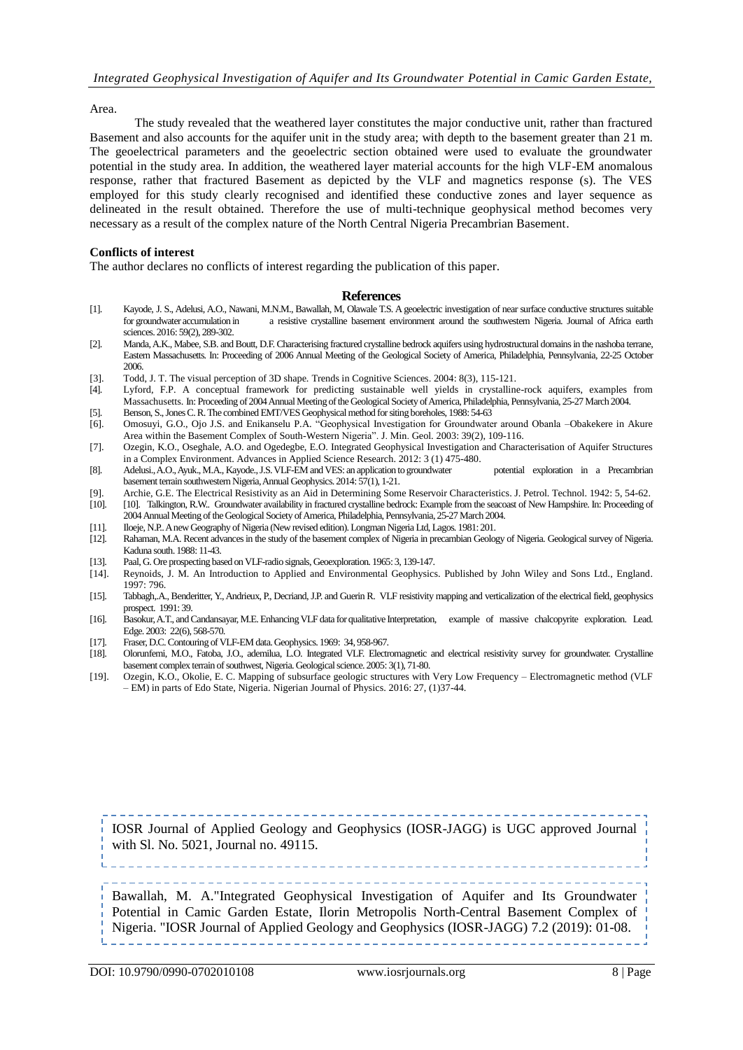Area.

The study revealed that the weathered layer constitutes the major conductive unit, rather than fractured Basement and also accounts for the aquifer unit in the study area; with depth to the basement greater than 21 m. The geoelectrical parameters and the geoelectric section obtained were used to evaluate the groundwater potential in the study area. In addition, the weathered layer material accounts for the high VLF-EM anomalous response, rather that fractured Basement as depicted by the VLF and magnetics response (s). The VES employed for this study clearly recognised and identified these conductive zones and layer sequence as delineated in the result obtained. Therefore the use of multi-technique geophysical method becomes very necessary as a result of the complex nature of the North Central Nigeria Precambrian Basement.

**Conflicts of interest**

The author declares no conflicts of interest regarding the publication of this paper.

## References

[1]. Kayode, J. S., Adelusi, A.O., Nawani, M.N.M., Bawallah, M, Olawale T.S. A geoelectric investigation of near surface conductive structures suitable for groundwater accumulation in a resistive crystalline basement environment around the southwestern Nigeria. Journal of Africa earth sciences. 2016: 59(2), 289-302.

[2]. Manda, A.K., Mabee, S.B. and Boutt, D.F. Characterising fractured crystalline bedrock aquifers using hydrostructural domains in the nashoba terrane, Eastern Massachusetts. In: Proceeding of 2006 Annual Meeting of the Geological Society of America, Philadelphia, Pennsylvania, 22-25 October 2006.

[3]. Todd, J. T. The visual perception of 3D shape. Trends in Cognitive Sciences. 2004: 8(3), 115-121.

[4]. Lyford, F.P. A conceptual framework for predicting sustainable well yields in crystalline-rock aquifers, examples from Massachusetts. In: Proceeding of 2004 Annual Meeting of the Geological Society of America, Philadelphia, Pennsylvania, 25-27 March 2004.

[5]. Benson, S., Jones C. R. The combined EMT/VES Geophysical method for siting boreholes, 1988: 54-63

[6]. Omosuyi, G.O., Ojo J.S. and Enikanselu P.A. "Geophysical Investigation for Groundwater around Obanla –Obakekere in Akure Area within the Basement Complex of South-Western Nigeria". J. Min. Geol. 2003: 39(2), 109-116.

[7]. Ozegin, K.O., Oseghale, A.O. and Ogedegbe, E.O. Integrated Geophysical Investigation and Characterisation of Aquifer Structures in a Complex Environment. Advances in Applied Science Research. 2012: 3 (1) 475-480.

[8]. Adelusi., A.O., Ayuk., M.A., Kayode., J.S. VLF-EM and VES: an application to groundwater potential exploration in a Precambrian basement terrain southwestern Nigeria, Annual Geophysics. 2014: 57(1), 1-21.

[9]. Archie, G.E. The Electrical Resistivity as an Aid in Determining Some Reservoir Characteristics. J. Petrol. Technol. 1942: 5, 54-62.

[10]. [10]. Talkington, R.W.. Groundwater availability in fractured crystalline bedrock: Example from the seacoast of New Hampshire. In: Proceeding of 2004 Annual Meeting of the Geological Society of America, Philadelphia, Pennsylvania, 25-27 March 2004.

[11]. Iloeje, N.P.. A new Geography of Nigeria (New revised edition). Longman Nigeria Ltd, Lagos. 1981: 201.

[12]. Rahaman, M.A. Recent advances in the study of the basement complex of Nigeria in precambian Geology of Nigeria. Geological survey of Nigeria. Kaduna south. 1988: 11-43.

[13]. Paal, G. Ore prospecting based on VLF-radio signals, Geoexploration. 1965: 3, 139-147.

[14]. Reynolds, J. M. An Introduction to Applied and Environmental Geophysics. Published by John Wiley and Sons Ltd., England. 1997: 796.

[15]. Tabbagh,.A., Benderitter, Y., Andrieux, P., Decriand, J.P. and Guerin R. VLF resistivity mapping and verticalization of the electrical field, geophysics prospect. 1991: 39.

[16]. Basokur, A.T., and Candansayar, M.E. Enhancing VLF data for qualitative Interpretation, example of massive chalcopyrite exploration. Lead. Edge. 2003: 22(6), 568-570.

[17]. Fraser, D.C. Contouring of VLF-EM data. Geophysics. 1969: 34, 958-967.

[18]. Olorunfemi, M.O., Fatoba, J.O., ademilua, L.O. Integrated VLF. Electromagnetic and electrical resistivity survey for groundwater. Crystalline basement complex terrain of southwest, Nigeria. Geological science. 2005: 3(1), 71-80.

[19]. Ozegin, K.O., Okolie, E. C. Mapping of subsurface geologic structures with Very Low Frequency – Electromagnetic method (VLF – EM) in parts of Edo State, Nigeria. Nigerian Journal of Physics. 2016: 27, (1)37-44.

IOSR Journal of Applied Geology and Geophysics (IOSR-JAGG) is UGC approved Journal with Sl. No. 5021, Journal no. 49115.

Bawallah, M. A."Integrated Geophysical Investigation of Aquifer and Its Groundwater Potential in Camic Garden Estate, Ilorin Metropolis North-Central Basement Complex of Nigeria. "IOSR Journal of Applied Geology and Geophysics (IOSR-JAGG) 7.2 (2019): 01-08.